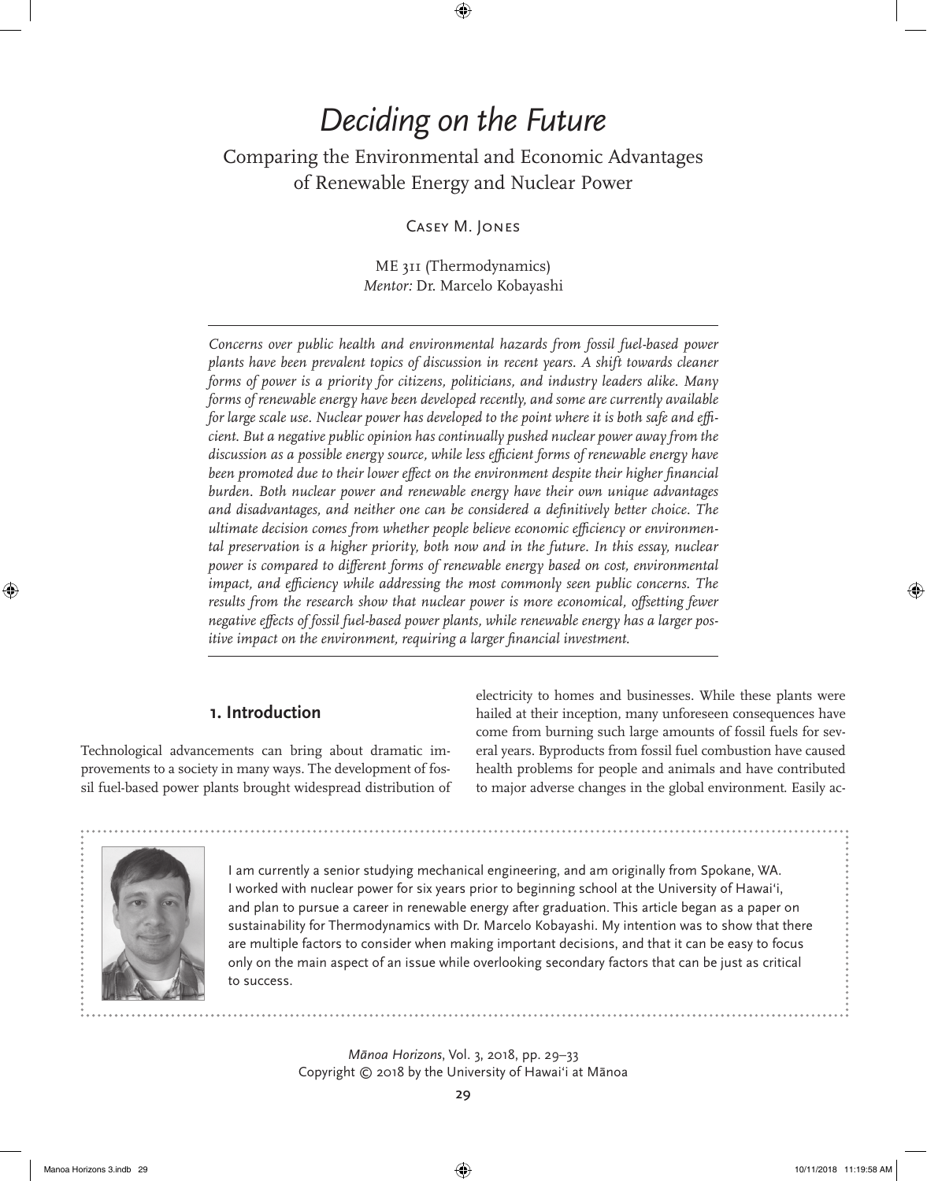# *Deciding on the Future*

## Comparing the Environmental and Economic Advantages of Renewable Energy and Nuclear Power

Casey M. Jones

ME 311 (Thermodynamics)
*Mentor:* Dr. Marcelo Kobayashi

*Concerns over public health and environmental hazards from fossil fuel-based power plants have been prevalent topics of discussion in recent years. A shift towards cleaner forms of power is a priority for citizens, politicians, and industry leaders alike. Many forms of renewable energy have been developed recently, and some are currently available for large scale use. Nuclear power has developed to the point where it is both safe and efficient. But a negative public opinion has continually pushed nuclear power away from the discussion as a possible energy source, while less efficient forms of renewable energy have been promoted due to their lower effect on the environment despite their higher financial burden. Both nuclear power and renewable energy have their own unique advantages and disadvantages, and neither one can be considered a definitively better choice. The ultimate decision comes from whether people believe economic efficiency or environmental preservation is a higher priority, both now and in the future. In this essay, nuclear power is compared to different forms of renewable energy based on cost, environmental impact, and efficiency while addressing the most commonly seen public concerns. The results from the research show that nuclear power is more economical, offsetting fewer negative effects of fossil fuel-based power plants, while renewable energy has a larger positive impact on the environment, requiring a larger financial investment.*

## 1. Introduction

Technological advancements can bring about dramatic improvements to a society in many ways. The development of fossil fuel-based power plants brought widespread distribution of electricity to homes and businesses. While these plants were hailed at their inception, many unforeseen consequences have come from burning such large amounts of fossil fuels for several years. Byproducts from fossil fuel combustion have caused health problems for people and animals and have contributed to major adverse changes in the global environment. Easily ac-

I am currently a senior studying mechanical engineering, and am originally from Spokane, WA. I worked with nuclear power for six years prior to beginning school at the University of Hawaiʻi, and plan to pursue a career in renewable energy after graduation. This article began as a paper on sustainability for Thermodynamics with Dr. Marcelo Kobayashi. My intention was to show that there are multiple factors to consider when making important decisions, and that it can be easy to focus only on the main aspect of an issue while overlooking secondary factors that can be just as critical to success.

*Mānoa Horizons*, Vol. 3, 2018, pp. 29–33
Copyright © 2018 by the University of Hawaiʻi at Mānoa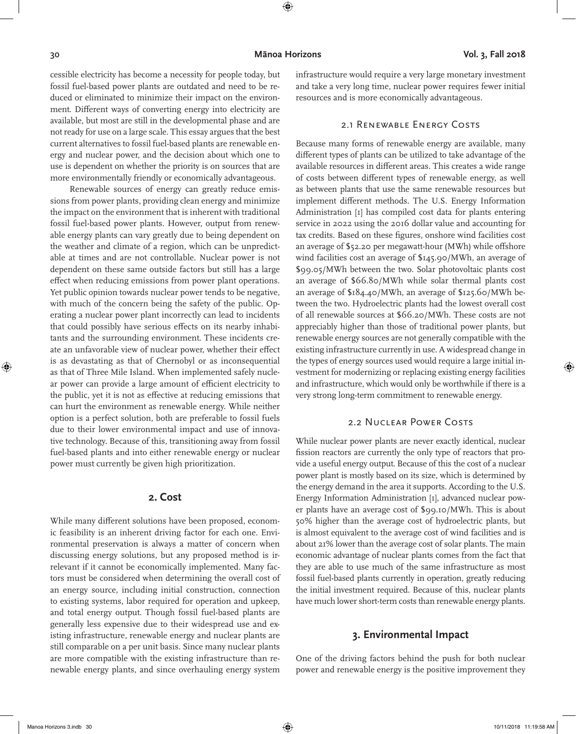cessible electricity has become a necessity for people today, but fossil fuel-based power plants are outdated and need to be reduced or eliminated to minimize their impact on the environment. Different ways of converting energy into electricity are available, but most are still in the developmental phase and are not ready for use on a large scale. This essay argues that the best current alternatives to fossil fuel-based plants are renewable energy and nuclear power, and the decision about which one to use is dependent on whether the priority is on sources that are more environmentally friendly or economically advantageous.

Renewable sources of energy can greatly reduce emissions from power plants, providing clean energy and minimize the impact on the environment that is inherent with traditional fossil fuel-based power plants. However, output from renewable energy plants can vary greatly due to being dependent on the weather and climate of a region, which can be unpredictable at times and are not controllable. Nuclear power is not dependent on these same outside factors but still has a large effect when reducing emissions from power plant operations. Yet public opinion towards nuclear power tends to be negative, with much of the concern being the safety of the public. Operating a nuclear power plant incorrectly can lead to incidents that could possibly have serious effects on its nearby inhabitants and the surrounding environment. These incidents create an unfavorable view of nuclear power, whether their effect is as devastating as that of Chernobyl or as inconsequential as that of Three Mile Island. When implemented safely nuclear power can provide a large amount of efficient electricity to the public, yet it is not as effective at reducing emissions that can hurt the environment as renewable energy. While neither option is a perfect solution, both are preferable to fossil fuels due to their lower environmental impact and use of innovative technology. Because of this, transitioning away from fossil fuel-based plants and into either renewable energy or nuclear power must currently be given high prioritization.

## 2. Cost

While many different solutions have been proposed, economic feasibility is an inherent driving factor for each one. Environmental preservation is always a matter of concern when discussing energy solutions, but any proposed method is irrelevant if it cannot be economically implemented. Many factors must be considered when determining the overall cost of an energy source, including initial construction, connection to existing systems, labor required for operation and upkeep, and total energy output. Though fossil fuel-based plants are generally less expensive due to their widespread use and existing infrastructure, renewable energy and nuclear plants are still comparable on a per unit basis. Since many nuclear plants are more compatible with the existing infrastructure than renewable energy plants, and since overhauling energy system infrastructure would require a very large monetary investment and take a very long time, nuclear power requires fewer initial resources and is more economically advantageous.

### 2.1 Renewable Energy Costs

Because many forms of renewable energy are available, many different types of plants can be utilized to take advantage of the available resources in different areas. This creates a wide range of costs between different types of renewable energy, as well as between plants that use the same renewable resources but implement different methods. The U.S. Energy Information Administration [1] has compiled cost data for plants entering service in 2022 using the 2016 dollar value and accounting for tax credits. Based on these figures, onshore wind facilities cost an average of $52.20 per megawatt-hour (MWh) while offshore wind facilities cost an average of $145.90/MWh, an average of $99.05/MWh between the two. Solar photovoltaic plants cost an average of $66.80/MWh while solar thermal plants cost an average of $184.40/MWh, an average of $125.60/MWh between the two. Hydroelectric plants had the lowest overall cost of all renewable sources at $66.20/MWh. These costs are not appreciably higher than those of traditional power plants, but renewable energy sources are not generally compatible with the existing infrastructure currently in use. A widespread change in the types of energy sources used would require a large initial investment for modernizing or replacing existing energy facilities and infrastructure, which would only be worthwhile if there is a very strong long-term commitment to renewable energy.

### 2.2 Nuclear Power Costs

While nuclear power plants are never exactly identical, nuclear fission reactors are currently the only type of reactors that provide a useful energy output. Because of this the cost of a nuclear power plant is mostly based on its size, which is determined by the energy demand in the area it supports. According to the U.S. Energy Information Administration [1], advanced nuclear power plants have an average cost of $99.10/MWh. This is about 50% higher than the average cost of hydroelectric plants, but is almost equivalent to the average cost of wind facilities and is about 21% lower than the average cost of solar plants. The main economic advantage of nuclear plants comes from the fact that they are able to use much of the same infrastructure as most fossil fuel-based plants currently in operation, greatly reducing the initial investment required. Because of this, nuclear plants have much lower short-term costs than renewable energy plants.

## 3. Environmental Impact

One of the driving factors behind the push for both nuclear power and renewable energy is the positive improvement they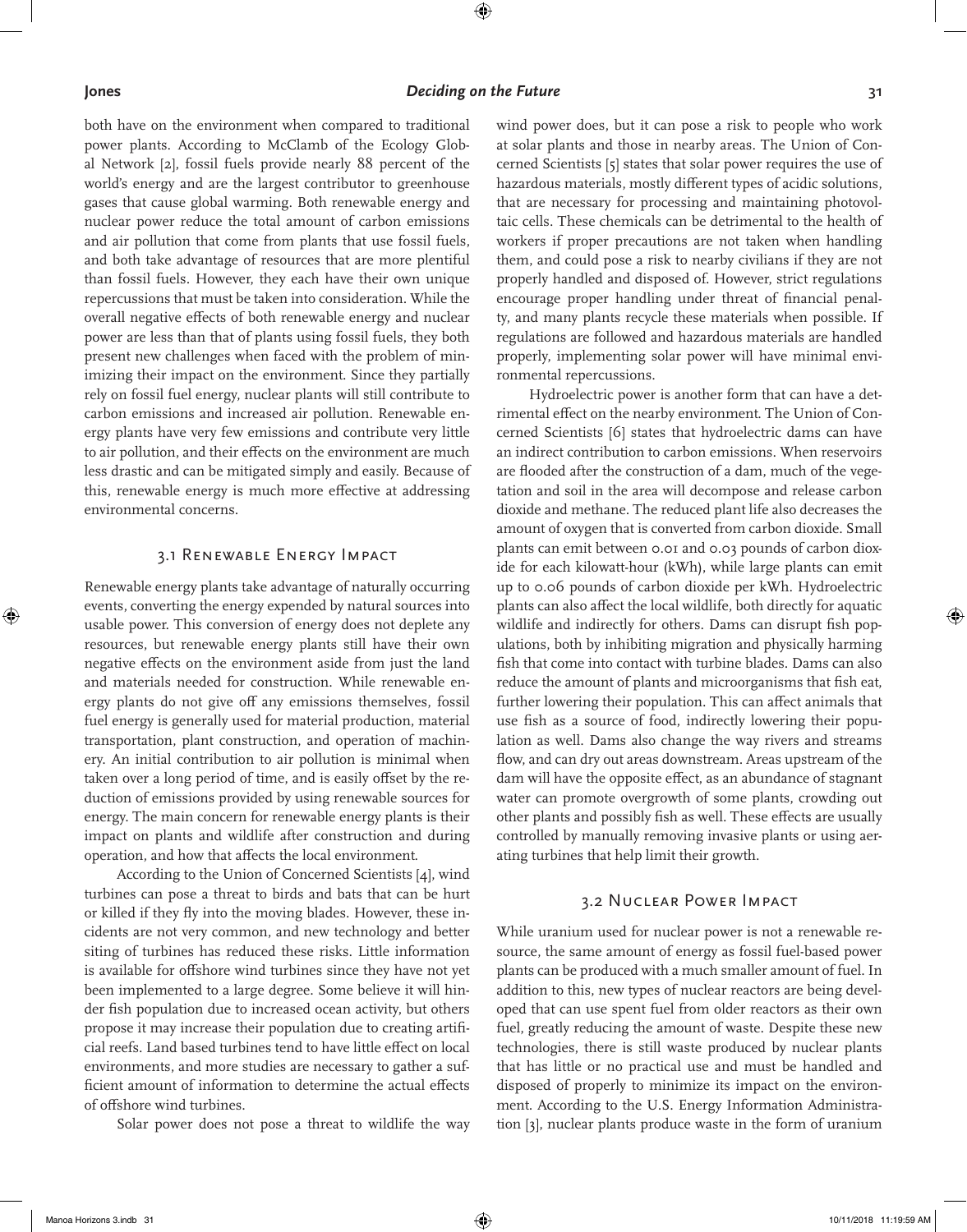both have on the environment when compared to traditional power plants. According to McClamb of the Ecology Global Network [2], fossil fuels provide nearly 88 percent of the world's energy and are the largest contributor to greenhouse gases that cause global warming. Both renewable energy and nuclear power reduce the total amount of carbon emissions and air pollution that come from plants that use fossil fuels, and both take advantage of resources that are more plentiful than fossil fuels. However, they each have their own unique repercussions that must be taken into consideration. While the overall negative effects of both renewable energy and nuclear power are less than that of plants using fossil fuels, they both present new challenges when faced with the problem of minimizing their impact on the environment. Since they partially rely on fossil fuel energy, nuclear plants will still contribute to carbon emissions and increased air pollution. Renewable energy plants have very few emissions and contribute very little to air pollution, and their effects on the environment are much less drastic and can be mitigated simply and easily. Because of this, renewable energy is much more effective at addressing environmental concerns.

### 3.1 Renewable Energy Impact

Renewable energy plants take advantage of naturally occurring events, converting the energy expended by natural sources into usable power. This conversion of energy does not deplete any resources, but renewable energy plants still have their own negative effects on the environment aside from just the land and materials needed for construction. While renewable energy plants do not give off any emissions themselves, fossil fuel energy is generally used for material production, material transportation, plant construction, and operation of machinery. An initial contribution to air pollution is minimal when taken over a long period of time, and is easily offset by the reduction of emissions provided by using renewable sources for energy. The main concern for renewable energy plants is their impact on plants and wildlife after construction and during operation, and how that affects the local environment.

According to the Union of Concerned Scientists [4], wind turbines can pose a threat to birds and bats that can be hurt or killed if they fly into the moving blades. However, these incidents are not very common, and new technology and better siting of turbines has reduced these risks. Little information is available for offshore wind turbines since they have not yet been implemented to a large degree. Some believe it will hinder fish population due to increased ocean activity, but others propose it may increase their population due to creating artificial reefs. Land based turbines tend to have little effect on local environments, and more studies are necessary to gather a sufficient amount of information to determine the actual effects of offshore wind turbines.

Solar power does not pose a threat to wildlife the way wind power does, but it can pose a risk to people who work at solar plants and those in nearby areas. The Union of Concerned Scientists [5] states that solar power requires the use of hazardous materials, mostly different types of acidic solutions, that are necessary for processing and maintaining photovoltaic cells. These chemicals can be detrimental to the health of workers if proper precautions are not taken when handling them, and could pose a risk to nearby civilians if they are not properly handled and disposed of. However, strict regulations encourage proper handling under threat of financial penalty, and many plants recycle these materials when possible. If regulations are followed and hazardous materials are handled properly, implementing solar power will have minimal environmental repercussions.

Hydroelectric power is another form that can have a detrimental effect on the nearby environment. The Union of Concerned Scientists [6] states that hydroelectric dams can have an indirect contribution to carbon emissions. When reservoirs are flooded after the construction of a dam, much of the vegetation and soil in the area will decompose and release carbon dioxide and methane. The reduced plant life also decreases the amount of oxygen that is converted from carbon dioxide. Small plants can emit between 0.01 and 0.03 pounds of carbon dioxide for each kilowatt-hour (kWh), while large plants can emit up to 0.06 pounds of carbon dioxide per kWh. Hydroelectric plants can also affect the local wildlife, both directly for aquatic wildlife and indirectly for others. Dams can disrupt fish populations, both by inhibiting migration and physically harming fish that come into contact with turbine blades. Dams can also reduce the amount of plants and microorganisms that fish eat, further lowering their population. This can affect animals that use fish as a source of food, indirectly lowering their population as well. Dams also change the way rivers and streams flow, and can dry out areas downstream. Areas upstream of the dam will have the opposite effect, as an abundance of stagnant water can promote overgrowth of some plants, crowding out other plants and possibly fish as well. These effects are usually controlled by manually removing invasive plants or using aerating turbines that help limit their growth.

### 3.2 Nuclear Power Impact

While uranium used for nuclear power is not a renewable resource, the same amount of energy as fossil fuel-based power plants can be produced with a much smaller amount of fuel. In addition to this, new types of nuclear reactors are being developed that can use spent fuel from older reactors as their own fuel, greatly reducing the amount of waste. Despite these new technologies, there is still waste produced by nuclear plants that has little or no practical use and must be handled and disposed of properly to minimize its impact on the environment. According to the U.S. Energy Information Administration [3], nuclear plants produce waste in the form of uranium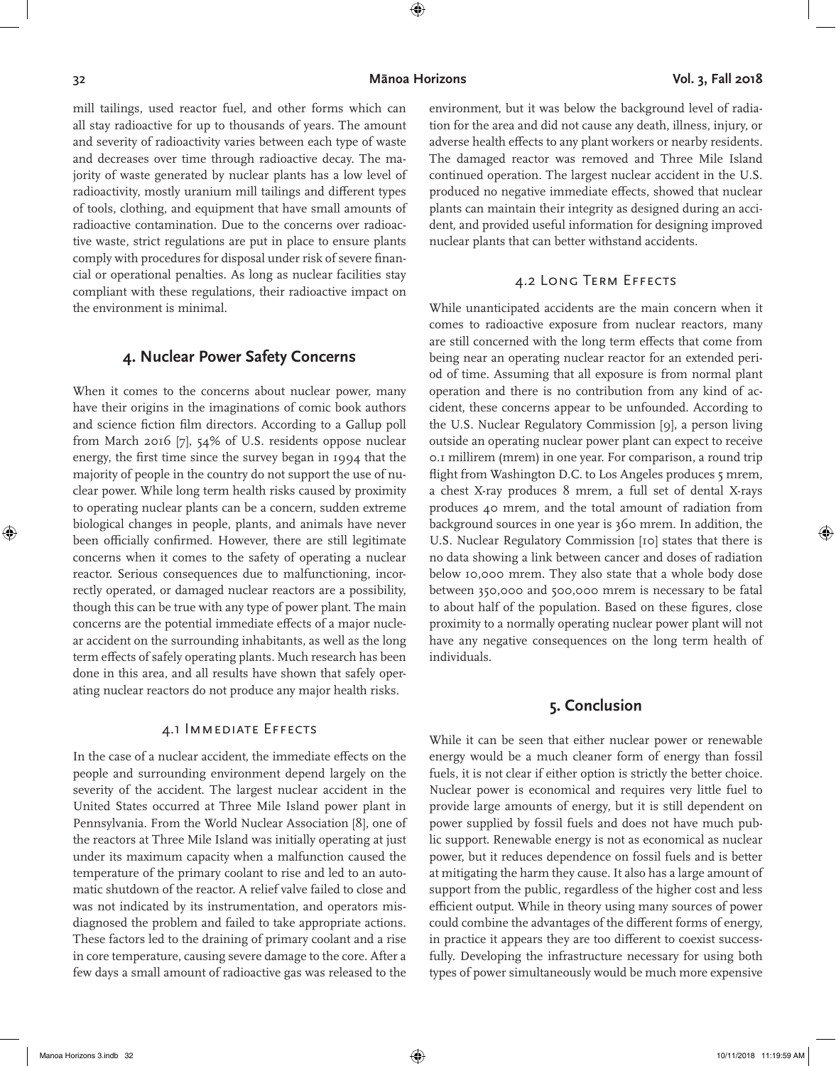mill tailings, used reactor fuel, and other forms which can all stay radioactive for up to thousands of years. The amount and severity of radioactivity varies between each type of waste and decreases over time through radioactive decay. The majority of waste generated by nuclear plants has a low level of radioactivity, mostly uranium mill tailings and different types of tools, clothing, and equipment that have small amounts of radioactive contamination. Due to the concerns over radioactive waste, strict regulations are put in place to ensure plants comply with procedures for disposal under risk of severe financial or operational penalties. As long as nuclear facilities stay compliant with these regulations, their radioactive impact on the environment is minimal.

## 4. Nuclear Power Safety Concerns

When it comes to the concerns about nuclear power, many have their origins in the imaginations of comic book authors and science fiction film directors. According to a Gallup poll from March 2016 [7], 54% of U.S. residents oppose nuclear energy, the first time since the survey began in 1994 that the majority of people in the country do not support the use of nuclear power. While long term health risks caused by proximity to operating nuclear plants can be a concern, sudden extreme biological changes in people, plants, and animals have never been officially confirmed. However, there are still legitimate concerns when it comes to the safety of operating a nuclear reactor. Serious consequences due to malfunctioning, incorrectly operated, or damaged nuclear reactors are a possibility, though this can be true with any type of power plant. The main concerns are the potential immediate effects of a major nuclear accident on the surrounding inhabitants, as well as the long term effects of safely operating plants. Much research has been done in this area, and all results have shown that safely operating nuclear reactors do not produce any major health risks.

### 4.1 Immediate Effects

In the case of a nuclear accident, the immediate effects on the people and surrounding environment depend largely on the severity of the accident. The largest nuclear accident in the United States occurred at Three Mile Island power plant in Pennsylvania. From the World Nuclear Association [8], one of the reactors at Three Mile Island was initially operating at just under its maximum capacity when a malfunction caused the temperature of the primary coolant to rise and led to an automatic shutdown of the reactor. A relief valve failed to close and was not indicated by its instrumentation, and operators misdiagnosed the problem and failed to take appropriate actions. These factors led to the draining of primary coolant and a rise in core temperature, causing severe damage to the core. After a few days a small amount of radioactive gas was released to the environment, but it was below the background level of radiation for the area and did not cause any death, illness, injury, or adverse health effects to any plant workers or nearby residents. The damaged reactor was removed and Three Mile Island continued operation. The largest nuclear accident in the U.S. produced no negative immediate effects, showed that nuclear plants can maintain their integrity as designed during an accident, and provided useful information for designing improved nuclear plants that can better withstand accidents.

### 4.2 Long Term Effects

While unanticipated accidents are the main concern when it comes to radioactive exposure from nuclear reactors, many are still concerned with the long term effects that come from being near an operating nuclear reactor for an extended period of time. Assuming that all exposure is from normal plant operation and there is no contribution from any kind of accident, these concerns appear to be unfounded. According to the U.S. Nuclear Regulatory Commission [9], a person living outside an operating nuclear power plant can expect to receive 0.1 millirem (mrem) in one year. For comparison, a round trip flight from Washington D.C. to Los Angeles produces 5 mrem, a chest X-ray produces 8 mrem, a full set of dental X-rays produces 40 mrem, and the total amount of radiation from background sources in one year is 360 mrem. In addition, the U.S. Nuclear Regulatory Commission [10] states that there is no data showing a link between cancer and doses of radiation below 10,000 mrem. They also state that a whole body dose between 350,000 and 500,000 mrem is necessary to be fatal to about half of the population. Based on these figures, close proximity to a normally operating nuclear power plant will not have any negative consequences on the long term health of individuals.

## 5. Conclusion

While it can be seen that either nuclear power or renewable energy would be a much cleaner form of energy than fossil fuels, it is not clear if either option is strictly the better choice. Nuclear power is economical and requires very little fuel to provide large amounts of energy, but it is still dependent on power supplied by fossil fuels and does not have much public support. Renewable energy is not as economical as nuclear power, but it reduces dependence on fossil fuels and is better at mitigating the harm they cause. It also has a large amount of support from the public, regardless of the higher cost and less efficient output. While in theory using many sources of power could combine the advantages of the different forms of energy, in practice it appears they are too different to coexist successfully. Developing the infrastructure necessary for using both types of power simultaneously would be much more expensive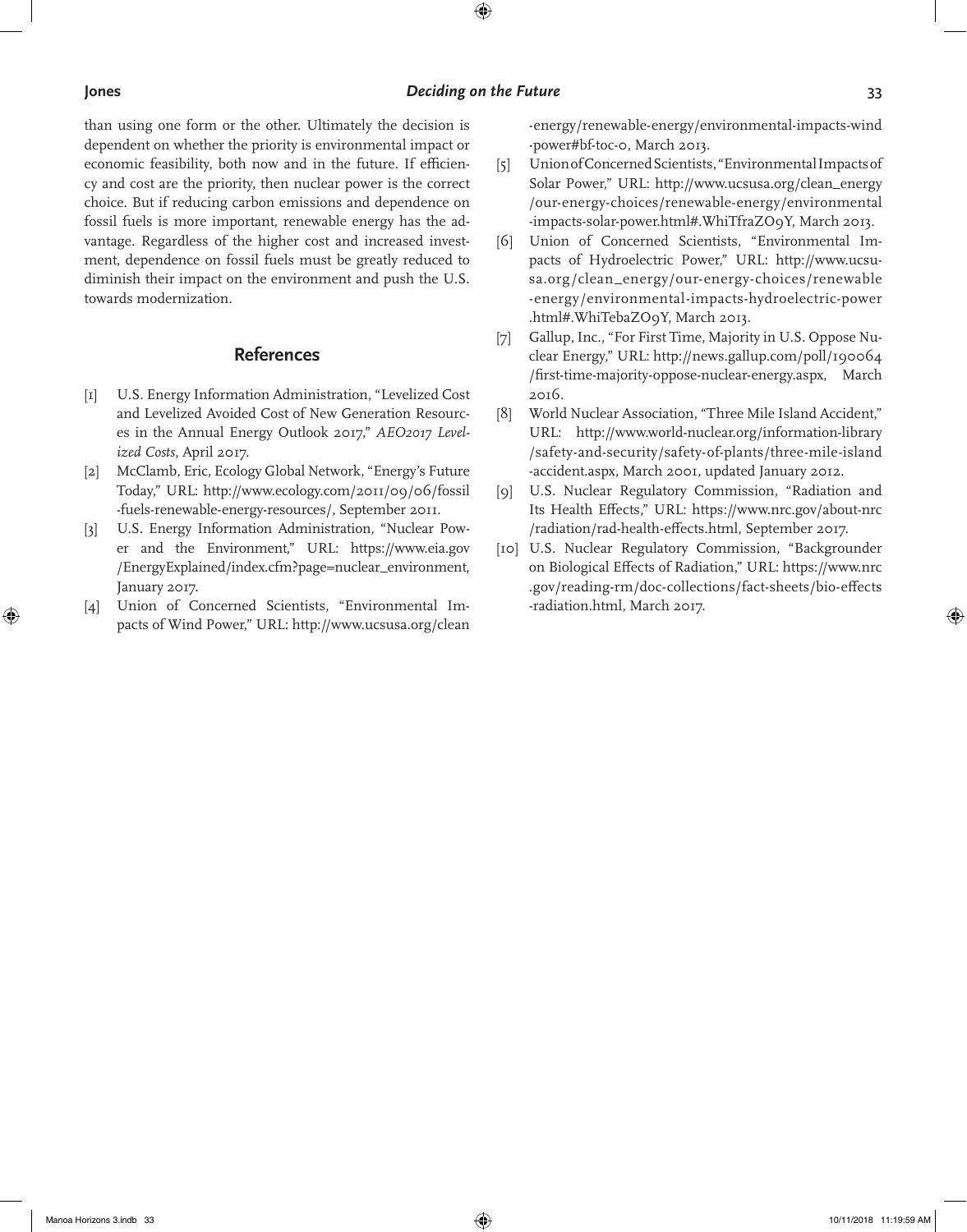than using one form or the other. Ultimately the decision is dependent on whether the priority is environmental impact or economic feasibility, both now and in the future. If efficiency and cost are the priority, then nuclear power is the correct choice. But if reducing carbon emissions and dependence on fossil fuels is more important, renewable energy has the advantage. Regardless of the higher cost and increased investment, dependence on fossil fuels must be greatly reduced to diminish their impact on the environment and push the U.S. towards modernization.

## References

[1] U.S. Energy Information Administration, "Levelized Cost and Levelized Avoided Cost of New Generation Resources in the Annual Energy Outlook 2017," *AEO2017 Levelized Costs*, April 2017.

[2] McClamb, Eric, Ecology Global Network, "Energy's Future Today," URL: http://www.ecology.com/2011/09/06/fossil-fuels-renewable-energy-resources/, September 2011.

[3] U.S. Energy Information Administration, "Nuclear Power and the Environment," URL: https://www.eia.gov/EnergyExplained/index.cfm?page=nuclear_environment, January 2017.

[4] Union of Concerned Scientists, "Environmental Impacts of Wind Power," URL: http://www.ucsusa.org/clean-energy/renewable-energy/environmental-impacts-wind-power#bf-toc-0, March 2013.

[5] Union of Concerned Scientists, "Environmental Impacts of Solar Power," URL: http://www.ucsusa.org/clean_energy/our-energy-choices/renewable-energy/environmental-impacts-solar-power.html#.WhiTfraZO9Y, March 2013.

[6] Union of Concerned Scientists, "Environmental Impacts of Hydroelectric Power," URL: http://www.ucsusa.org/clean_energy/our-energy-choices/renewable-energy/environmental-impacts-hydroelectric-power.html#.WhiTebaZO9Y, March 2013.

[7] Gallup, Inc., "For First Time, Majority in U.S. Oppose Nuclear Energy," URL: http://news.gallup.com/poll/190064/first-time-majority-oppose-nuclear-energy.aspx, March 2016.

[8] World Nuclear Association, "Three Mile Island Accident," URL: http://www.world-nuclear.org/information-library/safety-and-security/safety-of-plants/three-mile-island-accident.aspx, March 2001, updated January 2012.

[9] U.S. Nuclear Regulatory Commission, "Radiation and Its Health Effects," URL: https://www.nrc.gov/about-nrc/radiation/rad-health-effects.html, September 2017.

[10] U.S. Nuclear Regulatory Commission, "Backgrounder on Biological Effects of Radiation," URL: https://www.nrc.gov/reading-rm/doc-collections/fact-sheets/bio-effects-radiation.html, March 2017.